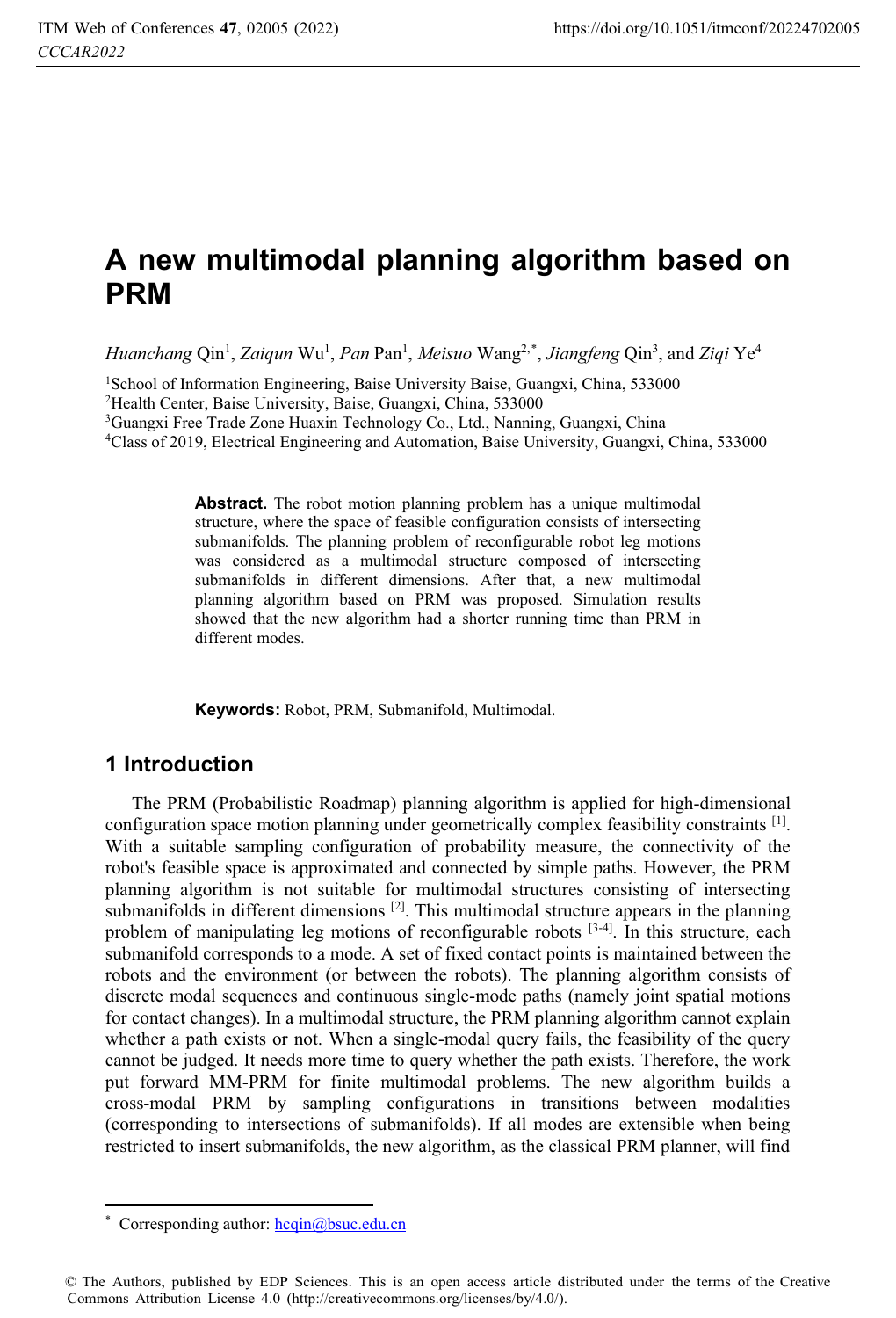# A new multimodal planning algorithm based on PRM

*Huanchang* Qin[1], *Zaiqun* Wu[1], *Pan* Pan[1], *Meisuo* Wang[2,*], *Jiangfeng* Qin[3], and *Ziqi* Ye[4]

[1]School of Information Engineering, Baise University Baise, Guangxi, China, 533000
[2]Health Center, Baise University, Baise, Guangxi, China, 533000
[3]Guangxi Free Trade Zone Huaxin Technology Co., Ltd., Nanning, Guangxi, China
[4]Class of 2019, Electrical Engineering and Automation, Baise University, Guangxi, China, 533000

**Abstract.** The robot motion planning problem has a unique multimodal structure, where the space of feasible configuration consists of intersecting submanifolds. The planning problem of reconfigurable robot leg motions was considered as a multimodal structure composed of intersecting submanifolds in different dimensions. After that, a new multimodal planning algorithm based on PRM was proposed. Simulation results showed that the new algorithm had a shorter running time than PRM in different modes.

**Keywords:** Robot, PRM, Submanifold, Multimodal.

## 1 Introduction

The PRM (Probabilistic Roadmap) planning algorithm is applied for high-dimensional configuration space motion planning under geometrically complex feasibility constraints [1]. With a suitable sampling configuration of probability measure, the connectivity of the robot's feasible space is approximated and connected by simple paths. However, the PRM planning algorithm is not suitable for multimodal structures consisting of intersecting submanifolds in different dimensions [2]. This multimodal structure appears in the planning problem of manipulating leg motions of reconfigurable robots [3-4]. In this structure, each submanifold corresponds to a mode. A set of fixed contact points is maintained between the robots and the environment (or between the robots). The planning algorithm consists of discrete modal sequences and continuous single-mode paths (namely joint spatial motions for contact changes). In a multimodal structure, the PRM planning algorithm cannot explain whether a path exists or not. When a single-modal query fails, the feasibility of the query cannot be judged. It needs more time to query whether the path exists. Therefore, the work put forward MM-PRM for finite multimodal problems. The new algorithm builds a cross-modal PRM by sampling configurations in transitions between modalities (corresponding to intersections of submanifolds). If all modes are extensible when being restricted to insert submanifolds, the new algorithm, as the classical PRM planner, will find

* Corresponding author: hcqin@bsuc.edu.cn

© The Authors, published by EDP Sciences. This is an open access article distributed under the terms of the Creative Commons Attribution License 4.0 (http://creativecommons.org/licenses/by/4.0/).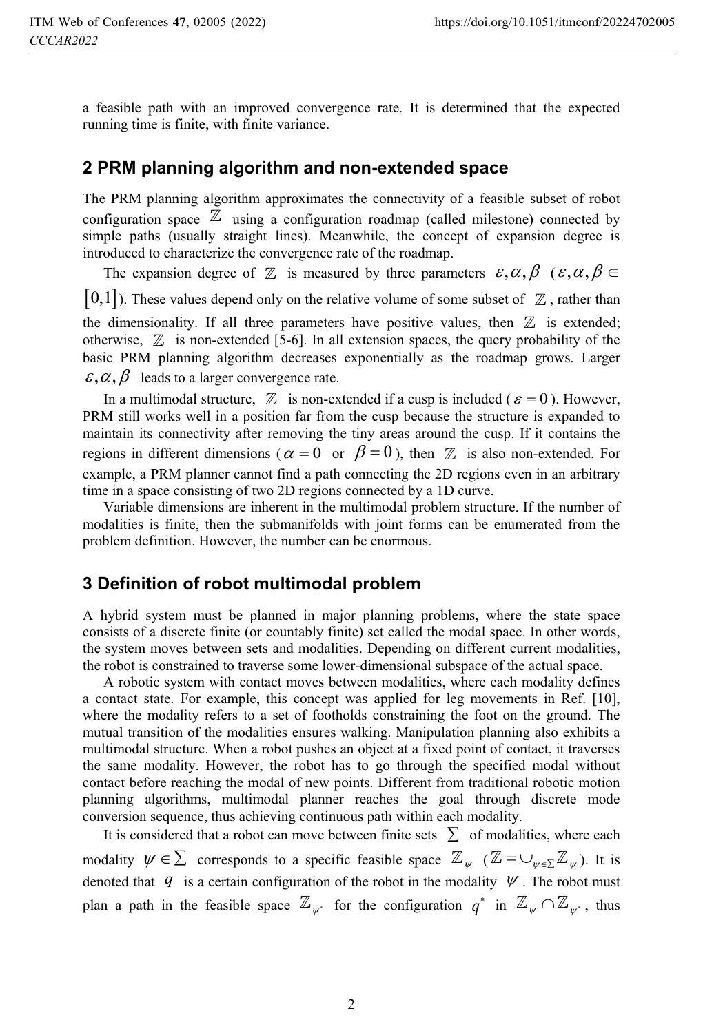a feasible path with an improved convergence rate. It is determined that the expected running time is finite, with finite variance.

## 2 PRM planning algorithm and non-extended space

The PRM planning algorithm approximates the connectivity of a feasible subset of robot configuration space $\mathbb{Z}$ using a configuration roadmap (called milestone) connected by simple paths (usually straight lines). Meanwhile, the concept of expansion degree is introduced to characterize the convergence rate of the roadmap.

The expansion degree of $\mathbb{Z}$ is measured by three parameters $\varepsilon, \alpha, \beta$ ($\varepsilon, \alpha, \beta \in [0,1]$). These values depend only on the relative volume of some subset of $\mathbb{Z}$, rather than the dimensionality. If all three parameters have positive values, then $\mathbb{Z}$ is extended; otherwise, $\mathbb{Z}$ is non-extended [5-6]. In all extension spaces, the query probability of the basic PRM planning algorithm decreases exponentially as the roadmap grows. Larger $\varepsilon, \alpha, \beta$ leads to a larger convergence rate.

In a multimodal structure, $\mathbb{Z}$ is non-extended if a cusp is included ($\varepsilon = 0$). However, PRM still works well in a position far from the cusp because the structure is expanded to maintain its connectivity after removing the tiny areas around the cusp. If it contains the regions in different dimensions ($\alpha = 0$ or $\beta = 0$), then $\mathbb{Z}$ is also non-extended. For example, a PRM planner cannot find a path connecting the 2D regions even in an arbitrary time in a space consisting of two 2D regions connected by a 1D curve.

Variable dimensions are inherent in the multimodal problem structure. If the number of modalities is finite, then the submanifolds with joint forms can be enumerated from the problem definition. However, the number can be enormous.

## 3 Definition of robot multimodal problem

A hybrid system must be planned in major planning problems, where the state space consists of a discrete finite (or countably finite) set called the modal space. In other words, the system moves between sets and modalities. Depending on different current modalities, the robot is constrained to traverse some lower-dimensional subspace of the actual space.

A robotic system with contact moves between modalities, where each modality defines a contact state. For example, this concept was applied for leg movements in Ref. [10], where the modality refers to a set of footholds constraining the foot on the ground. The mutual transition of the modalities ensures walking. Manipulation planning also exhibits a multimodal structure. When a robot pushes an object at a fixed point of contact, it traverses the same modality. However, the robot has to go through the specified modal without contact before reaching the modal of new points. Different from traditional robotic motion planning algorithms, multimodal planner reaches the goal through discrete mode conversion sequence, thus achieving continuous path within each modality.

It is considered that a robot can move between finite sets $\sum$ of modalities, where each modality $\psi \in \sum$ corresponds to a specific feasible space $\mathbb{Z}_{\psi}$ ($\mathbb{Z} = \cup_{\psi \in \sum} \mathbb{Z}_{\psi}$). It is denoted that $q$ is a certain configuration of the robot in the modality $\psi$. The robot must plan a path in the feasible space $\mathbb{Z}_{\psi^*}$ for the configuration $q^*$ in $\mathbb{Z}_{\psi} \cap \mathbb{Z}_{\psi^*}$, thus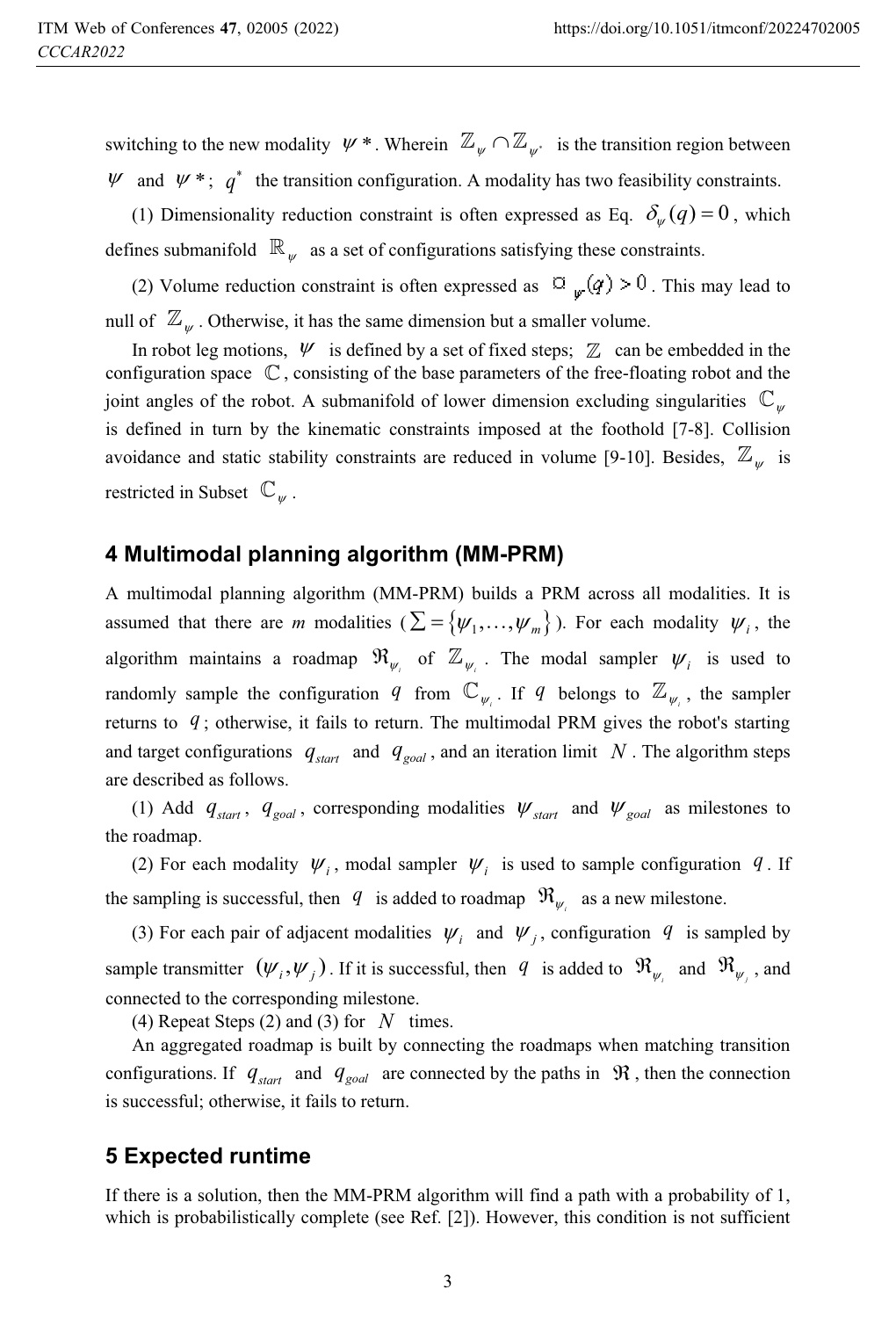switching to the new modality $\psi^*$. Wherein $\mathbb{Z}_{\psi} \cap \mathbb{Z}_{\psi^*}$ is the transition region between $\psi$ and $\psi^*$; $q^*$ the transition configuration. A modality has two feasibility constraints.

(1) Dimensionality reduction constraint is often expressed as Eq. $\delta_{\psi}(q) = 0$, which defines submanifold $\mathbb{R}_{\psi}$ as a set of configurations satisfying these constraints.

(2) Volume reduction constraint is often expressed as $\square_{\psi}(q) > 0$. This may lead to null of $\mathbb{Z}_{\psi}$. Otherwise, it has the same dimension but a smaller volume.

In robot leg motions, $\psi$ is defined by a set of fixed steps; $\mathbb{Z}$ can be embedded in the configuration space $\mathbb{C}$, consisting of the base parameters of the free-floating robot and the joint angles of the robot. A submanifold of lower dimension excluding singularities $\mathbb{C}_{\psi}$ is defined in turn by the kinematic constraints imposed at the foothold [7-8]. Collision avoidance and static stability constraints are reduced in volume [9-10]. Besides, $\mathbb{Z}_{\psi}$ is restricted in Subset $\mathbb{C}_{\psi}$.

## 4 Multimodal planning algorithm (MM-PRM)

A multimodal planning algorithm (MM-PRM) builds a PRM across all modalities. It is assumed that there are *m* modalities ($\sum = \{\psi_1, \ldots, \psi_m\}$). For each modality $\psi_i$, the algorithm maintains a roadmap $\mathfrak{R}_{\psi_i}$ of $\mathbb{Z}_{\psi_i}$. The modal sampler $\psi_i$ is used to randomly sample the configuration $q$ from $\mathbb{C}_{\psi_i}$. If $q$ belongs to $\mathbb{Z}_{\psi_i}$, the sampler returns to $q$; otherwise, it fails to return. The multimodal PRM gives the robot's starting and target configurations $q_{start}$ and $q_{goal}$, and an iteration limit $N$. The algorithm steps are described as follows.

(1) Add $q_{start}$, $q_{goal}$, corresponding modalities $\psi_{start}$ and $\psi_{goal}$ as milestones to the roadmap.

(2) For each modality $\psi_i$, modal sampler $\psi_i$ is used to sample configuration $q$. If the sampling is successful, then $q$ is added to roadmap $\mathfrak{R}_{\psi_i}$ as a new milestone.

(3) For each pair of adjacent modalities $\psi_i$ and $\psi_j$, configuration $q$ is sampled by sample transmitter $(\psi_i, \psi_j)$. If it is successful, then $q$ is added to $\mathfrak{R}_{\psi_i}$ and $\mathfrak{R}_{\psi_j}$, and connected to the corresponding milestone.

(4) Repeat Steps (2) and (3) for $N$ times.

An aggregated roadmap is built by connecting the roadmaps when matching transition configurations. If $q_{start}$ and $q_{goal}$ are connected by the paths in $\mathfrak{R}$, then the connection is successful; otherwise, it fails to return.

## 5 Expected runtime

If there is a solution, then the MM-PRM algorithm will find a path with a probability of 1, which is probabilistically complete (see Ref. [2]). However, this condition is not sufficient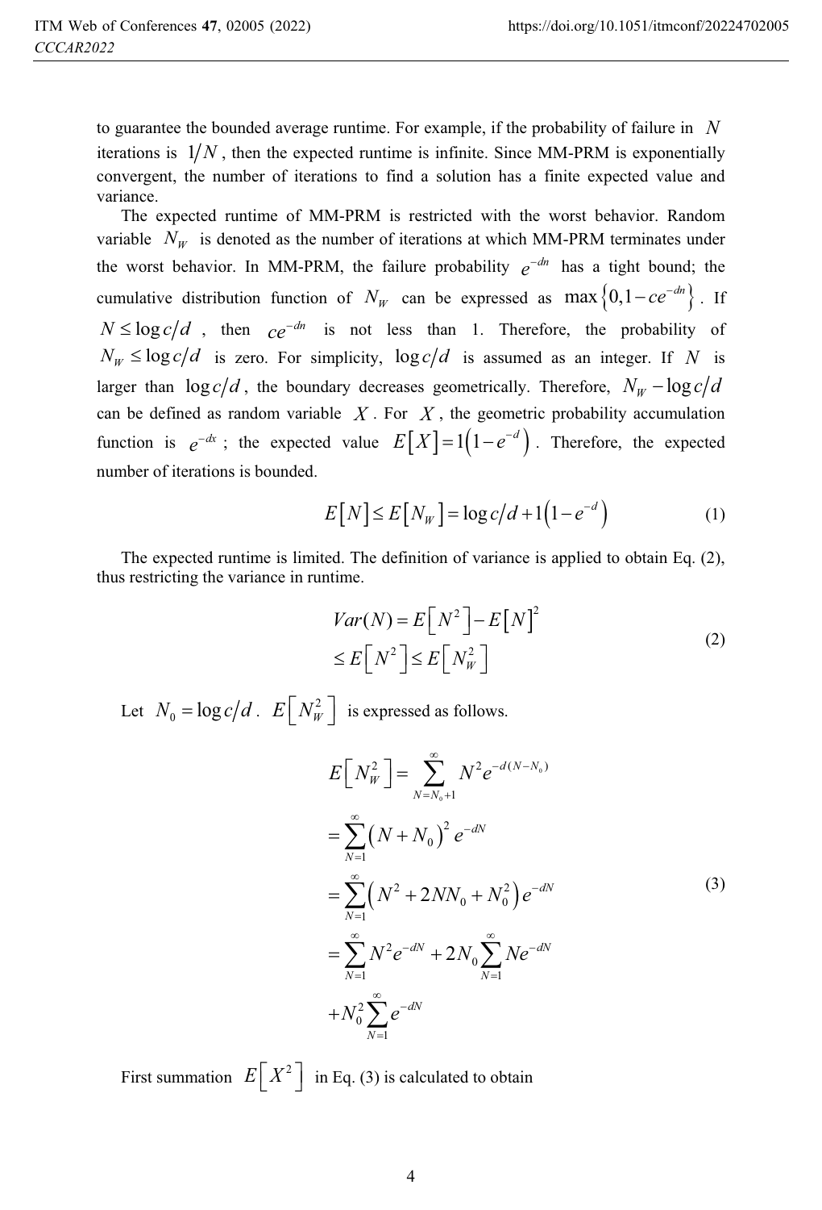to guarantee the bounded average runtime. For example, if the probability of failure in $N$ iterations is $1/N$, then the expected runtime is infinite. Since MM-PRM is exponentially convergent, the number of iterations to find a solution has a finite expected value and variance.

The expected runtime of MM-PRM is restricted with the worst behavior. Random variable $N_W$ is denoted as the number of iterations at which MM-PRM terminates under the worst behavior. In MM-PRM, the failure probability $e^{-dn}$ has a tight bound; the cumulative distribution function of $N_W$ can be expressed as $\max\{0,1-ce^{-dn}\}$. If $N \le \log c/d$, then $ce^{-dn}$ is not less than 1. Therefore, the probability of $N_W \le \log c/d$ is zero. For simplicity, $\log c/d$ is assumed as an integer. If $N$ is larger than $\log c/d$, the boundary decreases geometrically. Therefore, $N_W - \log c/d$ can be defined as random variable $X$. For $X$, the geometric probability accumulation function is $e^{-dx}$; the expected value $E[X]=1(1-e^{-d})$. Therefore, the expected number of iterations is bounded.

$$E[N] \le E[N_W] = \log c/d + 1(1-e^{-d}) \tag{1}$$

The expected runtime is limited. The definition of variance is applied to obtain Eq. (2), thus restricting the variance in runtime.

$$\begin{aligned} Var(N) &= E\left[N^2\right] - E[N]^2 \\ &\le E\left[N^2\right] \le E\left[N_W^2\right] \end{aligned} \tag{2}$$

Let $N_0 = \log c/d$. $E\left[N_W^2\right]$ is expressed as follows.

$$\begin{aligned} E\left[N_W^2\right] &= \sum_{N=N_0+1}^{\infty} N^2 e^{-d(N-N_0)} \\ &= \sum_{N=1}^{\infty} \left(N+N_0\right)^2 e^{-dN} \\ &= \sum_{N=1}^{\infty} \left(N^2 + 2NN_0 + N_0^2\right) e^{-dN} \\ &= \sum_{N=1}^{\infty} N^2 e^{-dN} + 2N_0 \sum_{N=1}^{\infty} N e^{-dN} \\ &+ N_0^2 \sum_{N=1}^{\infty} e^{-dN} \end{aligned} \tag{3}$$

First summation $E\left[X^2\right]$ in Eq. (3) is calculated to obtain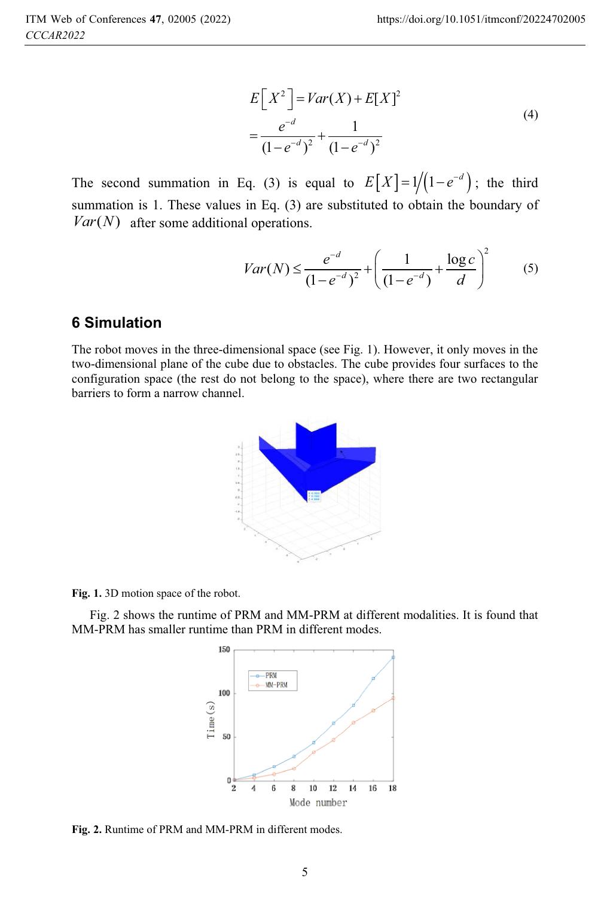$$E\left[X^2\right] = Var(X) + E[X]^2$$
$$= \frac{e^{-d}}{(1-e^{-d})^2} + \frac{1}{(1-e^{-d})^2} \tag{4}$$

The second summation in Eq. (3) is equal to $E\left[X\right] = 1/\left(1-e^{-d}\right)$; the third summation is 1. These values in Eq. (3) are substituted to obtain the boundary of $Var(N)$ after some additional operations.

$$Var(N) \le \frac{e^{-d}}{(1-e^{-d})^2} + \left(\frac{1}{(1-e^{-d})} + \frac{\log c}{d}\right)^2 \tag{5}$$

## 6 Simulation

The robot moves in the three-dimensional space (see Fig. 1). However, it only moves in the two-dimensional plane of the cube due to obstacles. The cube provides four surfaces to the configuration space (the rest do not belong to the space), where there are two rectangular barriers to form a narrow channel.

**Fig. 1.** 3D motion space of the robot.

Fig. 2 shows the runtime of PRM and MM-PRM at different modalities. It is found that MM-PRM has smaller runtime than PRM in different modes.

**Fig. 2.** Runtime of PRM and MM-PRM in different modes.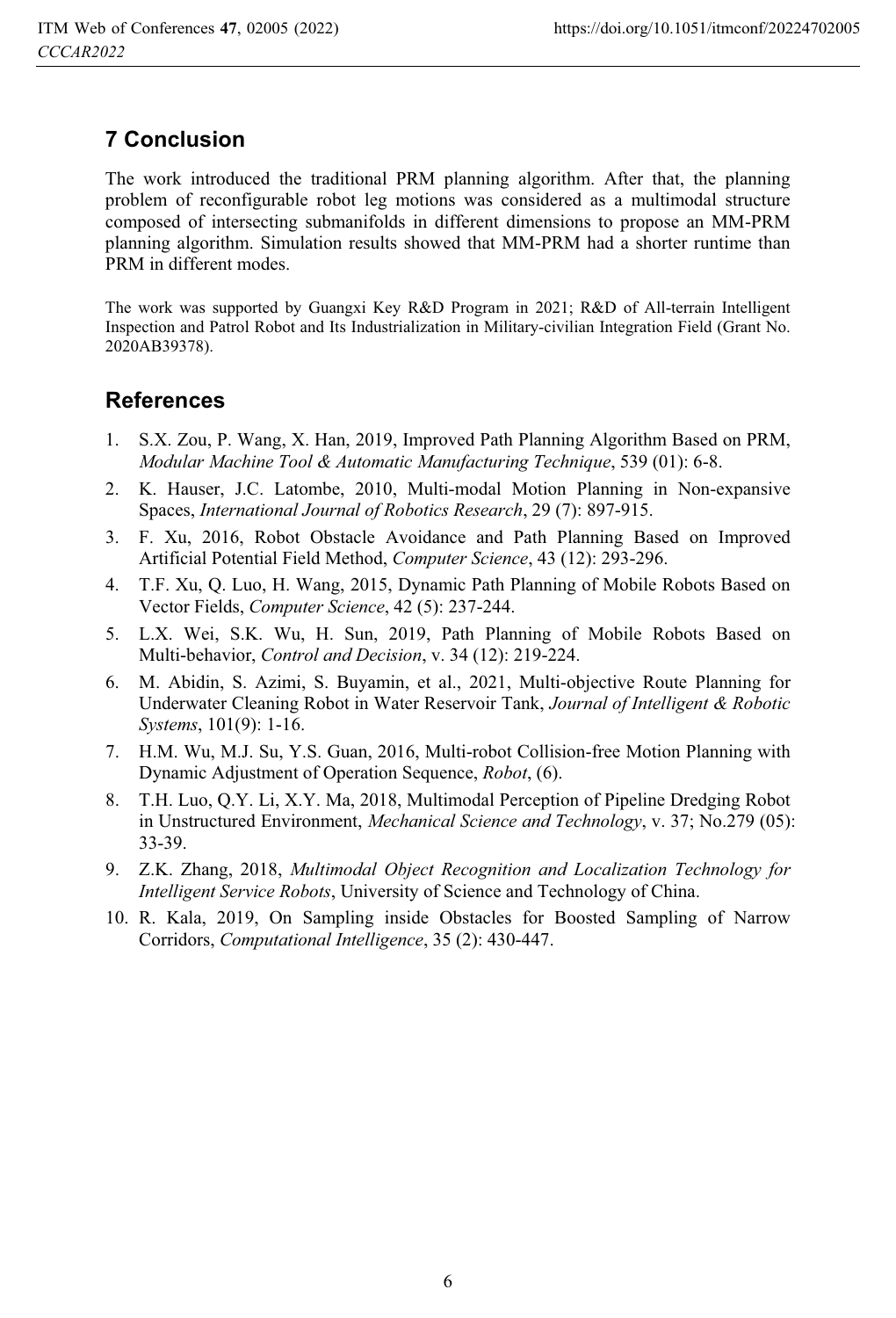## 7 Conclusion

The work introduced the traditional PRM planning algorithm. After that, the planning problem of reconfigurable robot leg motions was considered as a multimodal structure composed of intersecting submanifolds in different dimensions to propose an MM-PRM planning algorithm. Simulation results showed that MM-PRM had a shorter runtime than PRM in different modes.

The work was supported by Guangxi Key R&D Program in 2021; R&D of All-terrain Intelligent Inspection and Patrol Robot and Its Industrialization in Military-civilian Integration Field (Grant No. 2020AB39378).

## References

1. S.X. Zou, P. Wang, X. Han, 2019, Improved Path Planning Algorithm Based on PRM, *Modular Machine Tool & Automatic Manufacturing Technique*, 539 (01): 6-8.
2. K. Hauser, J.C. Latombe, 2010, Multi-modal Motion Planning in Non-expansive Spaces, *International Journal of Robotics Research*, 29 (7): 897-915.
3. F. Xu, 2016, Robot Obstacle Avoidance and Path Planning Based on Improved Artificial Potential Field Method, *Computer Science*, 43 (12): 293-296.
4. T.F. Xu, Q. Luo, H. Wang, 2015, Dynamic Path Planning of Mobile Robots Based on Vector Fields, *Computer Science*, 42 (5): 237-244.
5. L.X. Wei, S.K. Wu, H. Sun, 2019, Path Planning of Mobile Robots Based on Multi-behavior, *Control and Decision*, v. 34 (12): 219-224.
6. M. Abidin, S. Azimi, S. Buyamin, et al., 2021, Multi-objective Route Planning for Underwater Cleaning Robot in Water Reservoir Tank, *Journal of Intelligent & Robotic Systems*, 101(9): 1-16.
7. H.M. Wu, M.J. Su, Y.S. Guan, 2016, Multi-robot Collision-free Motion Planning with Dynamic Adjustment of Operation Sequence, *Robot*, (6).
8. T.H. Luo, Q.Y. Li, X.Y. Ma, 2018, Multimodal Perception of Pipeline Dredging Robot in Unstructured Environment, *Mechanical Science and Technology*, v. 37; No.279 (05): 33-39.
9. Z.K. Zhang, 2018, *Multimodal Object Recognition and Localization Technology for Intelligent Service Robots*, University of Science and Technology of China.
10. R. Kala, 2019, On Sampling inside Obstacles for Boosted Sampling of Narrow Corridors, *Computational Intelligence*, 35 (2): 430-447.